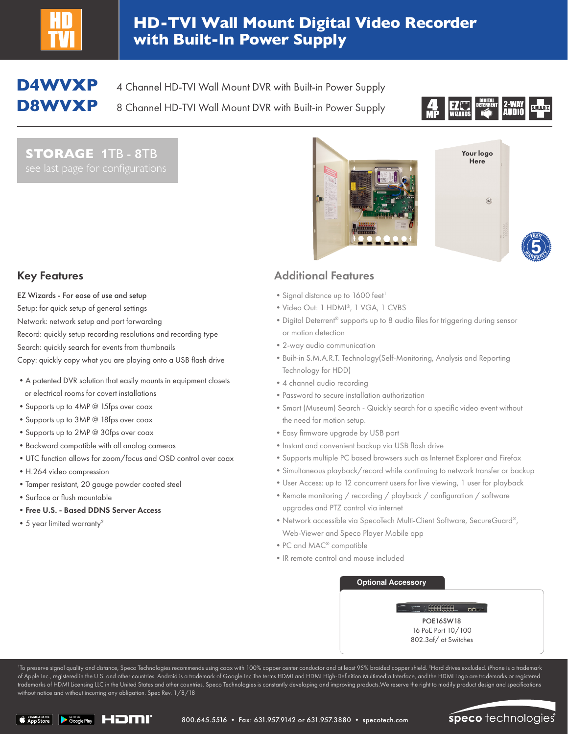# HD-TVI Wall Mount Digital Video Recorder with Built-In Power Supply

**D4WVXP** 4 Channel HD-TVI Wall Mount DVR with Built-in Power Supply

**D8WVXP** 8 Channel HD-TVI Wall Mount DVR with Built-in Power Supply

**STORAGE 1TB - 8TB**
see last page for configurations

Your logo Here

## Key Features

EZ Wizards - For ease of use and setup
Setup: for quick setup of general settings
Network: network setup and port forwarding
Record: quickly setup recording resolutions and recording type
Search: quickly search for events from thumbnails
Copy: quickly copy what you are playing onto a USB flash drive

- A patented DVR solution that easily mounts in equipment closets or electrical rooms for covert installations
- Supports up to 4MP @ 15fps over coax
- Supports up to 3MP @ 18fps over coax
- Supports up to 2MP @ 30fps over coax
- Backward compatible with all analog cameras
- UTC function allows for zoom/focus and OSD control over coax
- H.264 video compression
- Tamper resistant, 20 gauge powder coated steel
- Surface or flush mountable
- **Free U.S. - Based DDNS Server Access**
- 5 year limited warranty[2]

## Additional Features

- Signal distance up to 1600 feet[1]
- Video Out: 1 HDMI®, 1 VGA, 1 CVBS
- Digital Deterrent® supports up to 8 audio files for triggering during sensor or motion detection
- 2-way audio communication
- Built-in S.M.A.R.T. Technology(Self-Monitoring, Analysis and Reporting Technology for HDD)
- 4 channel audio recording
- Password to secure installation authorization
- Smart (Museum) Search - Quickly search for a specific video event without the need for motion setup.
- Easy firmware upgrade by USB port
- Instant and convenient backup via USB flash drive
- Supports multiple PC based browsers such as Internet Explorer and Firefox
- Simultaneous playback/record while continuing to network transfer or backup
- User Access: up to 12 concurrent users for live viewing, 1 user for playback
- Remote monitoring / recording / playback / configuration / software upgrades and PTZ control via internet
- Network accessible via SpecoTech Multi-Client Software, SecureGuard®, Web-Viewer and Speco Player Mobile app
- PC and MAC® compatible
- IR remote control and mouse included

**Optional Accessory**

POE16SW18
16 PoE Port 10/100
802.3af/ at Switches

[1]To preserve signal quality and distance, Speco Technologies recommends using coax with 100% copper center conductor and at least 95% braided copper shield. [2]Hard drives excluded. iPhone is a trademark of Apple Inc., registered in the U.S. and other countries. Android is a trademark of Google Inc.The terms HDMI and HDMI High-Definition Multimedia Interface, and the HDMI Logo are trademarks or registered trademarks of HDMI Licensing LLC in the United States and other countries. Speco Technologies is constantly developing and improving products.We reserve the right to modify product design and specifications without notice and without incurring any obligation. Spec Rev. 1/8/18

800.645.5516 • Fax: 631.957.9142 or 631.957.3880 • specotech.com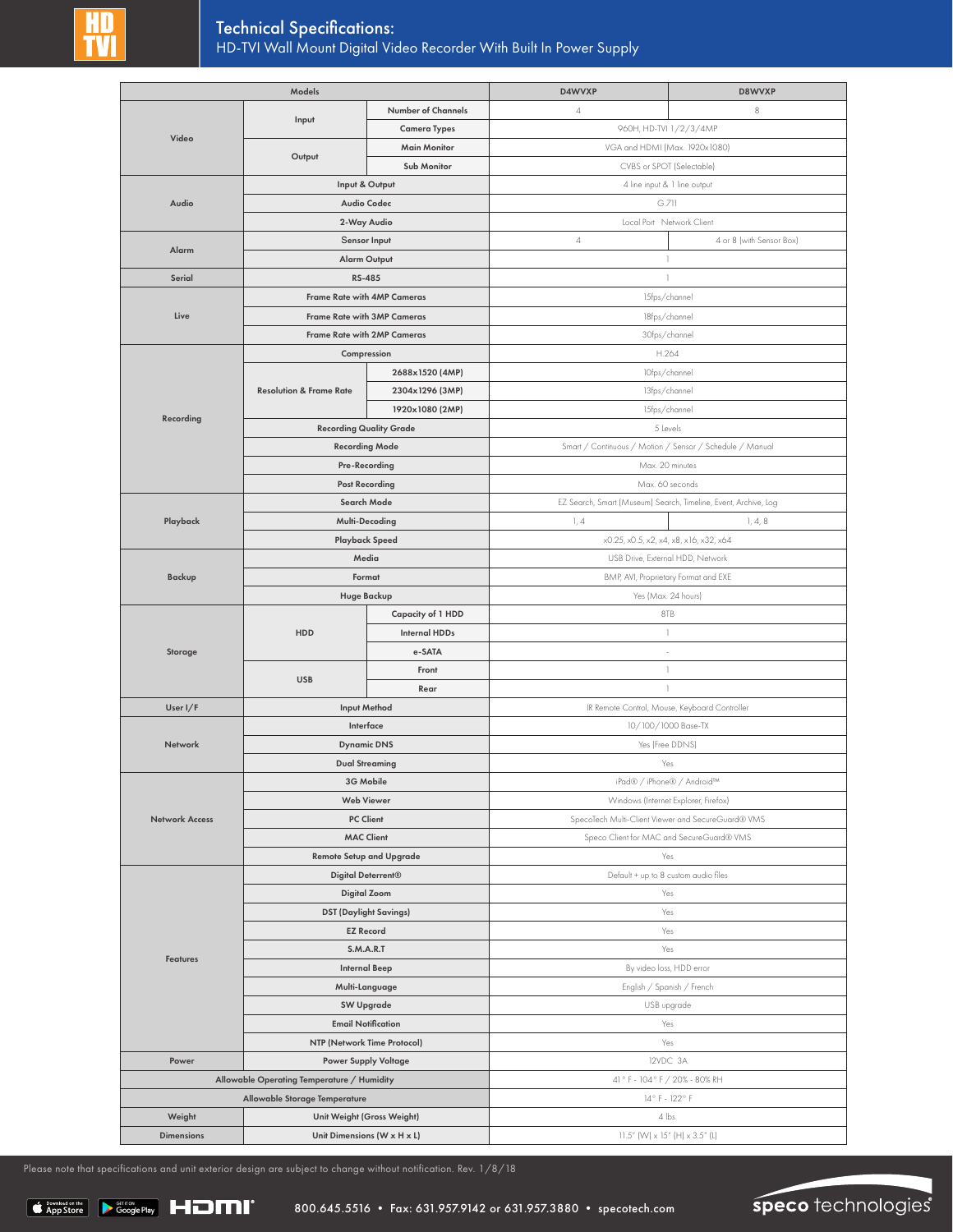# Technical Specifications:

## HD-TVI Wall Mount Digital Video Recorder With Built In Power Supply

| Models | | | D4WVXP | D8WVXP |
|---|---|---|---|---|
| Video | Input | Number of Channels | 4 | 8 |
| | | Camera Types | 960H, HD-TVI 1/2/3/4MP | |
| | Output | Main Monitor | VGA and HDMI (Max. 1920x1080) | |
| | | Sub Monitor | CVBS or SPOT (Selectable) | |
| Audio | Input & Output | | 4 line input & 1 line output | |
| | Audio Codec | | G.711 | |
| | 2-Way Audio | | Local Port Network Client | |
| Alarm | Sensor Input | | 4 | 4 or 8 (with Sensor Box) |
| | Alarm Output | | 1 | |
| Serial | RS-485 | | 1 | |
| Live | Frame Rate with 4MP Cameras | | 15fps/channel | |
| | Frame Rate with 3MP Cameras | | 18fps/channel | |
| | Frame Rate with 2MP Cameras | | 30fps/channel | |
| Recording | Compression | | H.264 | |
| | Resolution & Frame Rate | 2688x1520 (4MP) | 10fps/channel | |
| | | 2304x1296 (3MP) | 13fps/channel | |
| | | 1920x1080 (2MP) | 15fps/channel | |
| | Recording Quality Grade | | 5 Levels | |
| | Recording Mode | | Smart / Continuous / Motion / Sensor / Schedule / Manual | |
| | Pre-Recording | | Max. 20 minutes | |
| | Post Recording | | Max. 60 seconds | |
| Playback | Search Mode | | EZ Search, Smart (Museum) Search, Timeline, Event, Archive, Log | |
| | Multi-Decoding | | 1, 4 | 1, 4, 8 |
| | Playback Speed | | x0.25, x0.5, x2, x4, x8, x16, x32, x64 | |
| Backup | Media | | USB Drive, External HDD, Network | |
| | Format | | BMP, AVI, Proprietary Format and EXE | |
| | Huge Backup | | Yes (Max. 24 hours) | |
| Storage | HDD | Capacity of 1 HDD | 8TB | |
| | | Internal HDDs | 1 | |
| | | e-SATA | - | |
| | USB | Front | 1 | |
| | | Rear | 1 | |
| User I/F | Input Method | | IR Remote Control, Mouse, Keyboard Controller | |
| Network | Interface | | 10/100/1000 Base-TX | |
| | Dynamic DNS | | Yes (Free DDNS) | |
| | Dual Streaming | | Yes | |
| Network Access | 3G Mobile | | iPad® / iPhone® / Android™ | |
| | Web Viewer | | Windows (Internet Explorer, Firefox) | |
| | PC Client | | SpecoTech Multi-Client Viewer and SecureGuard® VMS | |
| | MAC Client | | Speco Client for MAC and SecureGuard® VMS | |
| | Remote Setup and Upgrade | | Yes | |
| Features | Digital Deterrent® | | Default + up to 8 custom audio files | |
| | Digital Zoom | | Yes | |
| | DST (Daylight Savings) | | Yes | |
| | EZ Record | | Yes | |
| | S.M.A.R.T | | Yes | |
| | Internal Beep | | By video loss, HDD error | |
| | Multi-Language | | English / Spanish / French | |
| | SW Upgrade | | USB upgrade | |
| | Email Notification | | Yes | |
| | NTP (Network Time Protocol) | | Yes | |
| Power | Power Supply Voltage | | 12VDC 3A | |
| Allowable Operating Temperature / Humidity | | | 41° F - 104° F / 20% - 80% RH | |
| Allowable Storage Temperature | | | 14° F - 122° F | |
| Weight | Unit Weight (Gross Weight) | | 4 lbs | |
| Dimensions | Unit Dimensions (W x H x L) | | 11.5" (W) x 15" (H) x 3.5" (L) | |

Please note that specifications and unit exterior design are subject to change without notification. Rev. 1/8/18

800.645.5516 • Fax: 631.957.9142 or 631.957.3880 • specotech.com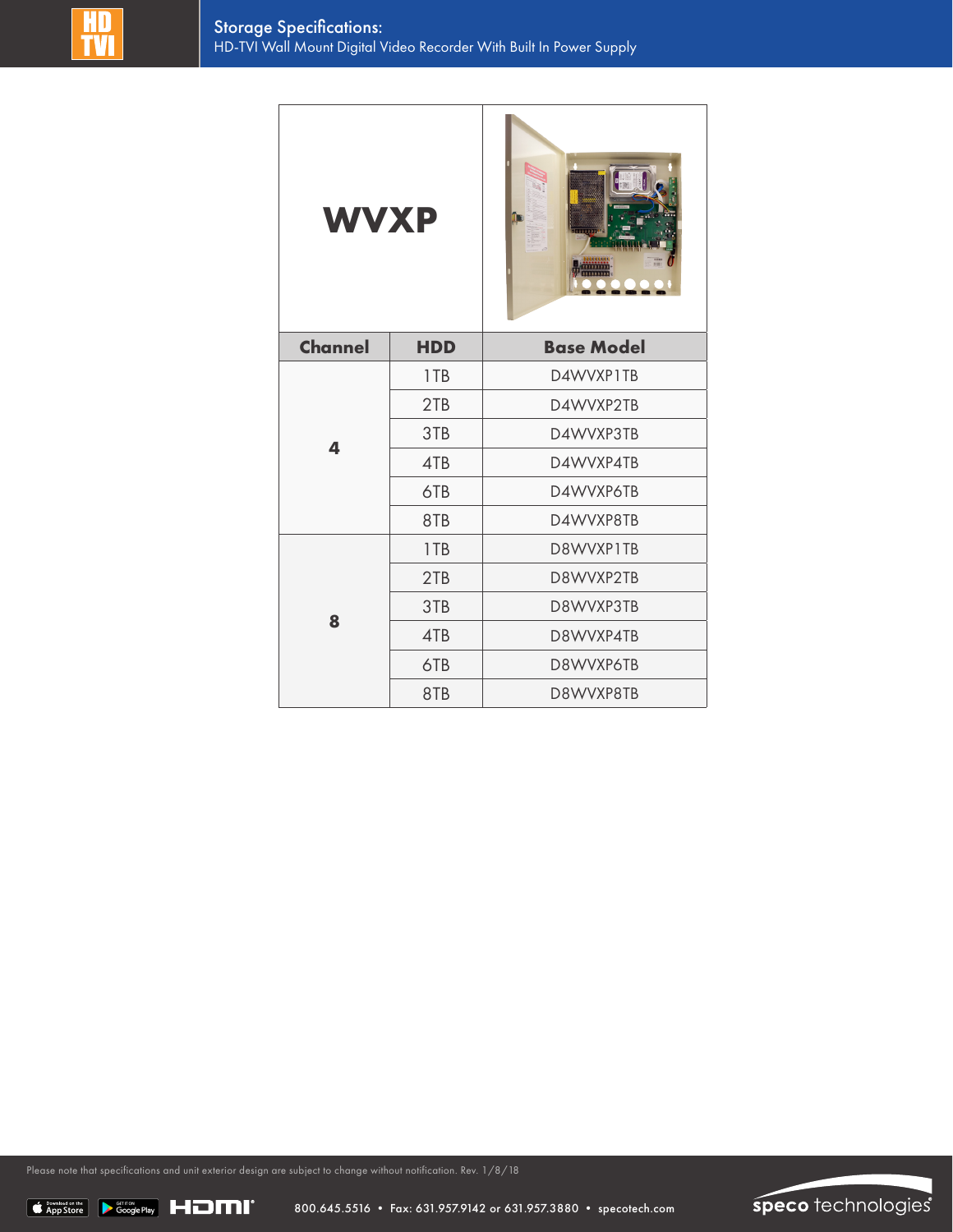## Storage Specifications:

HD-TVI Wall Mount Digital Video Recorder With Built In Power Supply

### WVXP

| Channel | HDD | Base Model |
|---|---|---|
| 4 | 1TB | D4WVXP1TB |
| | 2TB | D4WVXP2TB |
| | 3TB | D4WVXP3TB |
| | 4TB | D4WVXP4TB |
| | 6TB | D4WVXP6TB |
| | 8TB | D4WVXP8TB |
| 8 | 1TB | D8WVXP1TB |
| | 2TB | D8WVXP2TB |
| | 3TB | D8WVXP3TB |
| | 4TB | D8WVXP4TB |
| | 6TB | D8WVXP6TB |
| | 8TB | D8WVXP8TB |

Please note that specifications and unit exterior design are subject to change without notification. Rev. 1/8/18

800.645.5516 • Fax: 631.957.9142 or 631.957.3880 • specotech.com